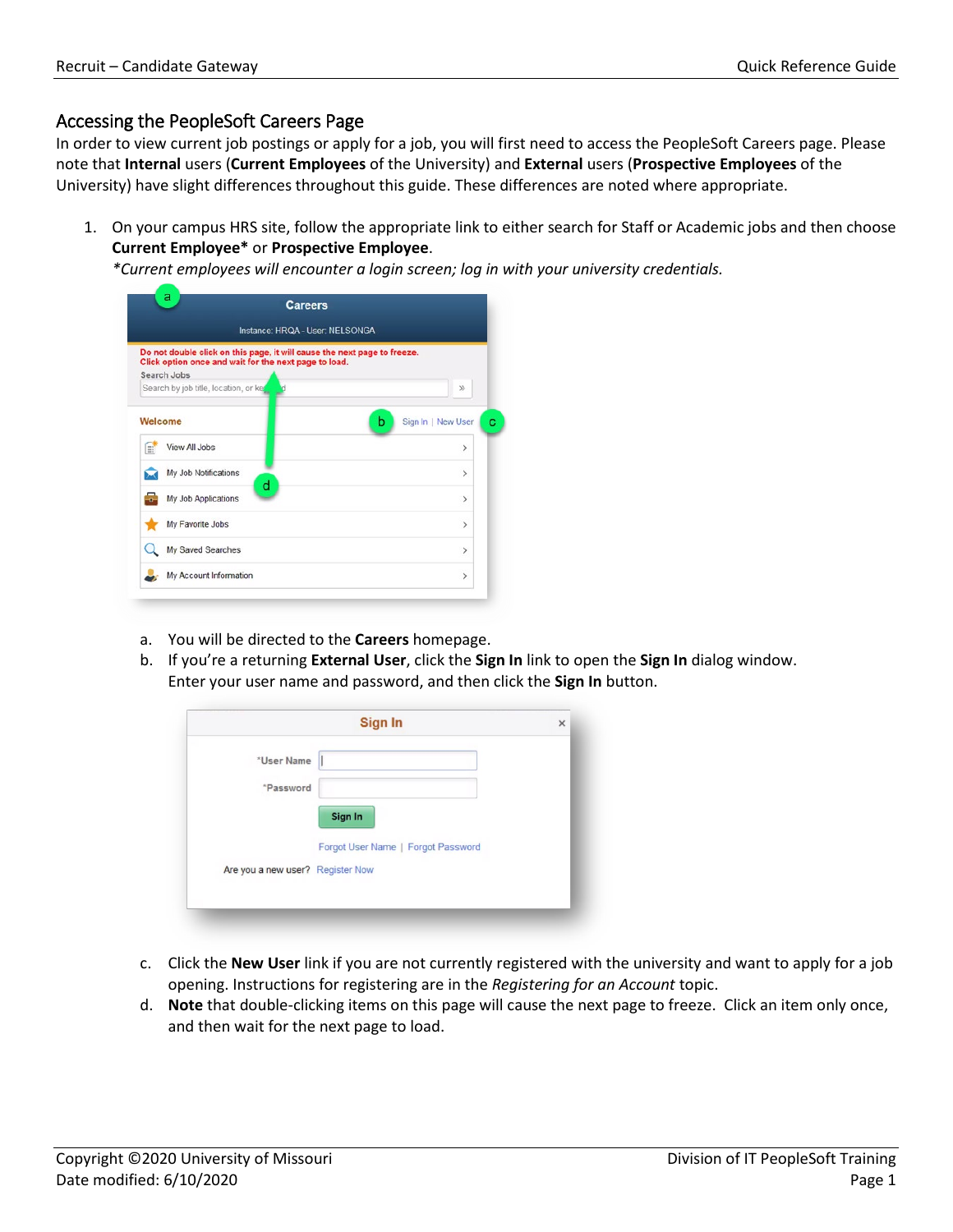## Accessing the PeopleSoft Careers Page

In order to view current job postings or apply for a job, you will first need to access the PeopleSoft Careers page. Please note that **Internal** users (**Current Employees** of the University) and **External** users (**Prospective Employees** of the University) have slight differences throughout this guide. These differences are noted where appropriate.

1. On your campus HRS site, follow the appropriate link to either search for Staff or Academic jobs and then choose **Current Employee*** or **Prospective Employee**.
   *\*Current employees will encounter a login screen; log in with your university credentials.*

   a. You will be directed to the **Careers** homepage.
   b. If you're a returning **External User**, click the **Sign In** link to open the **Sign In** dialog window. Enter your user name and password, and then click the **Sign In** button.
   c. Click the **New User** link if you are not currently registered with the university and want to apply for a job opening. Instructions for registering are in the *Registering for an Account* topic.
   d. **Note** that double-clicking items on this page will cause the next page to freeze. Click an item only once, and then wait for the next page to load.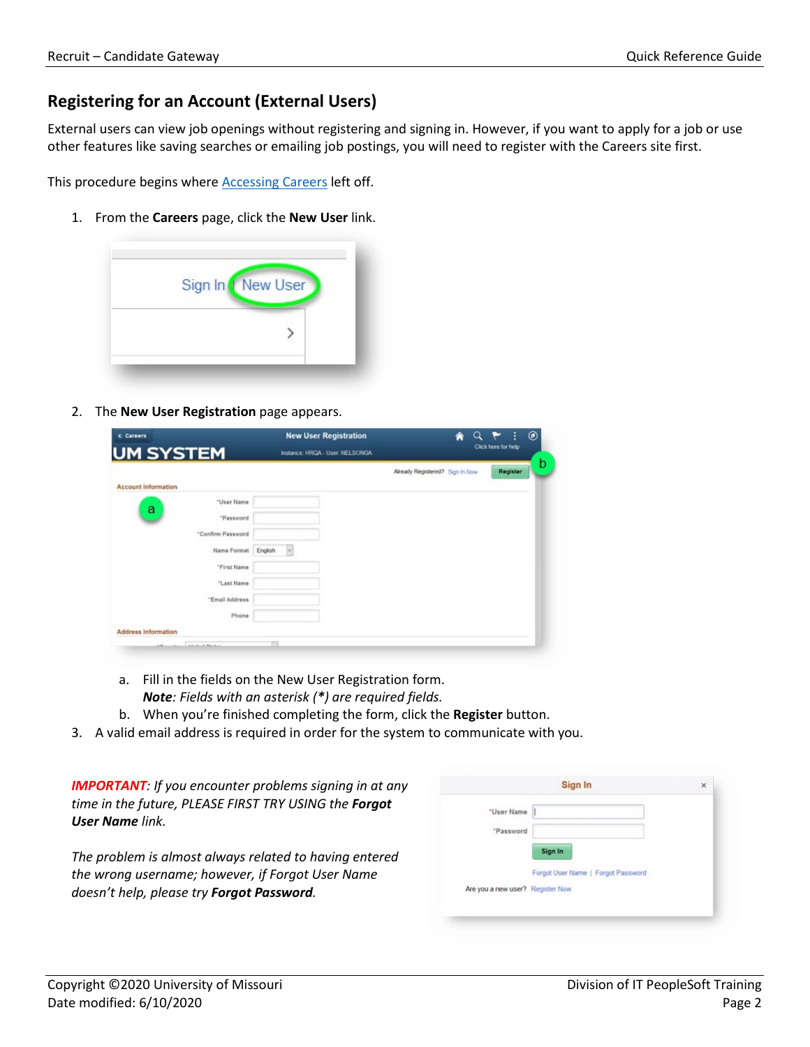## Registering for an Account (External Users)

External users can view job openings without registering and signing in. However, if you want to apply for a job or use other features like saving searches or emailing job postings, you will need to register with the Careers site first.

This procedure begins where Accessing Careers left off.

1. From the **Careers** page, click the **New User** link.

2. The **New User Registration** page appears.

   a. Fill in the fields on the New User Registration form.
   ***Note****: Fields with an asterisk (*) are required fields.*
   
   b. When you're finished completing the form, click the **Register** button.

3. A valid email address is required in order for the system to communicate with you.

***IMPORTANT****: If you encounter problems signing in at any time in the future, PLEASE FIRST TRY USING the* ***Forgot User Name*** *link.*

*The problem is almost always related to having entered the wrong username; however, if Forgot User Name doesn't help, please try* ***Forgot Password****.*